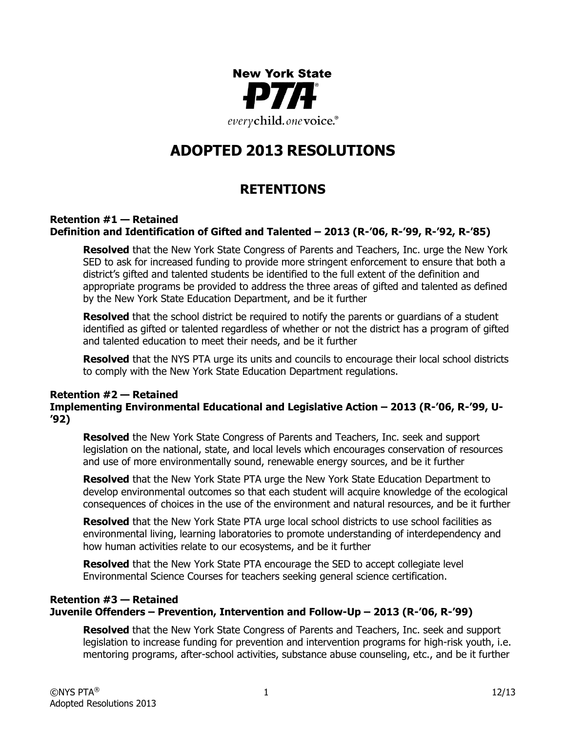New York State

PTA

*every*child. *one*voice.

# ADOPTED 2013 RESOLUTIONS

## RETENTIONS

### Retention #1 — Retained
### Definition and Identification of Gifted and Talented – 2013 (R-'06, R-'99, R-'92, R-'85)

**Resolved** that the New York State Congress of Parents and Teachers, Inc. urge the New York SED to ask for increased funding to provide more stringent enforcement to ensure that both a district's gifted and talented students be identified to the full extent of the definition and appropriate programs be provided to address the three areas of gifted and talented as defined by the New York State Education Department, and be it further

**Resolved** that the school district be required to notify the parents or guardians of a student identified as gifted or talented regardless of whether or not the district has a program of gifted and talented education to meet their needs, and be it further

**Resolved** that the NYS PTA urge its units and councils to encourage their local school districts to comply with the New York State Education Department regulations.

### Retention #2 — Retained
### Implementing Environmental Educational and Legislative Action – 2013 (R-'06, R-'99, U-'92)

**Resolved** the New York State Congress of Parents and Teachers, Inc. seek and support legislation on the national, state, and local levels which encourages conservation of resources and use of more environmentally sound, renewable energy sources, and be it further

**Resolved** that the New York State PTA urge the New York State Education Department to develop environmental outcomes so that each student will acquire knowledge of the ecological consequences of choices in the use of the environment and natural resources, and be it further

**Resolved** that the New York State PTA urge local school districts to use school facilities as environmental living, learning laboratories to promote understanding of interdependency and how human activities relate to our ecosystems, and be it further

**Resolved** that the New York State PTA encourage the SED to accept collegiate level Environmental Science Courses for teachers seeking general science certification.

### Retention #3 — Retained
### Juvenile Offenders – Prevention, Intervention and Follow-Up – 2013 (R-'06, R-'99)

**Resolved** that the New York State Congress of Parents and Teachers, Inc. seek and support legislation to increase funding for prevention and intervention programs for high-risk youth, i.e. mentoring programs, after-school activities, substance abuse counseling, etc., and be it further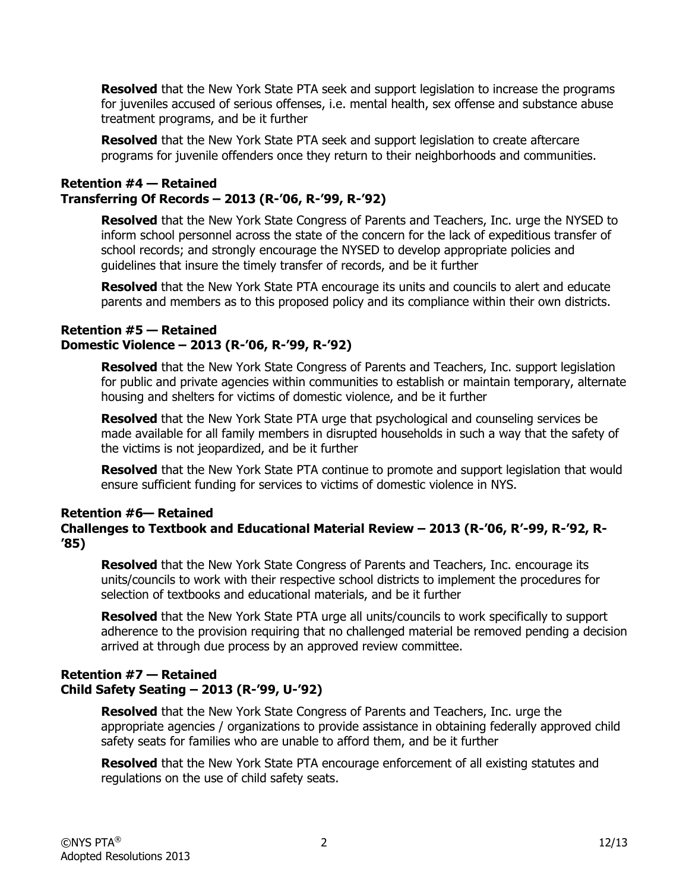**Resolved** that the New York State PTA seek and support legislation to increase the programs for juveniles accused of serious offenses, i.e. mental health, sex offense and substance abuse treatment programs, and be it further

**Resolved** that the New York State PTA seek and support legislation to create aftercare programs for juvenile offenders once they return to their neighborhoods and communities.

### Retention #4 — Retained
### Transferring Of Records – 2013 (R-'06, R-'99, R-'92)

**Resolved** that the New York State Congress of Parents and Teachers, Inc. urge the NYSED to inform school personnel across the state of the concern for the lack of expeditious transfer of school records; and strongly encourage the NYSED to develop appropriate policies and guidelines that insure the timely transfer of records, and be it further

**Resolved** that the New York State PTA encourage its units and councils to alert and educate parents and members as to this proposed policy and its compliance within their own districts.

### Retention #5 — Retained
### Domestic Violence – 2013 (R-'06, R-'99, R-'92)

**Resolved** that the New York State Congress of Parents and Teachers, Inc. support legislation for public and private agencies within communities to establish or maintain temporary, alternate housing and shelters for victims of domestic violence, and be it further

**Resolved** that the New York State PTA urge that psychological and counseling services be made available for all family members in disrupted households in such a way that the safety of the victims is not jeopardized, and be it further

**Resolved** that the New York State PTA continue to promote and support legislation that would ensure sufficient funding for services to victims of domestic violence in NYS.

### Retention #6— Retained
### Challenges to Textbook and Educational Material Review – 2013 (R-'06, R'-99, R-'92, R-'85)

**Resolved** that the New York State Congress of Parents and Teachers, Inc. encourage its units/councils to work with their respective school districts to implement the procedures for selection of textbooks and educational materials, and be it further

**Resolved** that the New York State PTA urge all units/councils to work specifically to support adherence to the provision requiring that no challenged material be removed pending a decision arrived at through due process by an approved review committee.

### Retention #7 — Retained
### Child Safety Seating – 2013 (R-'99, U-'92)

**Resolved** that the New York State Congress of Parents and Teachers, Inc. urge the appropriate agencies / organizations to provide assistance in obtaining federally approved child safety seats for families who are unable to afford them, and be it further

**Resolved** that the New York State PTA encourage enforcement of all existing statutes and regulations on the use of child safety seats.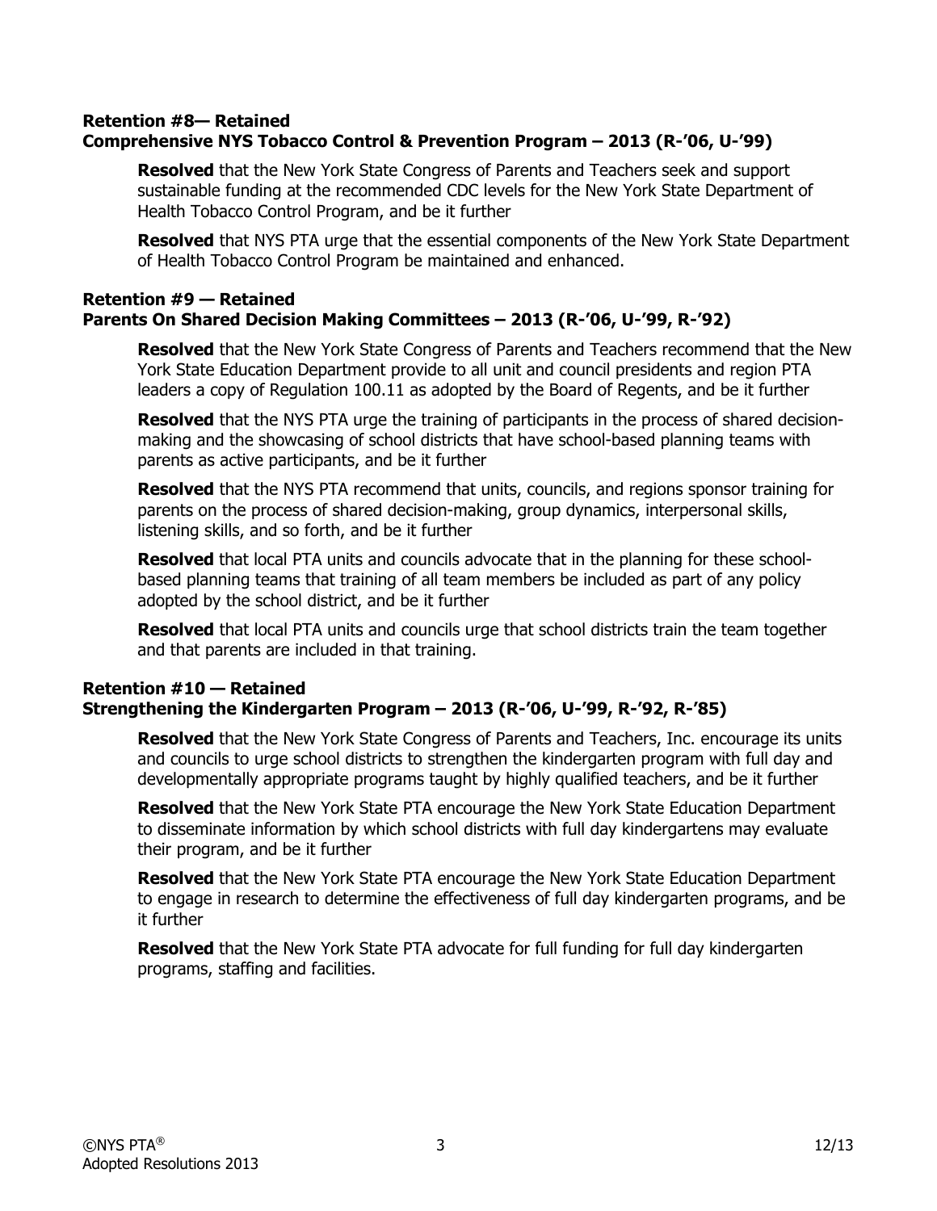### Retention #8— Retained
### Comprehensive NYS Tobacco Control & Prevention Program – 2013 (R-'06, U-'99)

**Resolved** that the New York State Congress of Parents and Teachers seek and support sustainable funding at the recommended CDC levels for the New York State Department of Health Tobacco Control Program, and be it further

**Resolved** that NYS PTA urge that the essential components of the New York State Department of Health Tobacco Control Program be maintained and enhanced.

### Retention #9 — Retained
### Parents On Shared Decision Making Committees – 2013 (R-'06, U-'99, R-'92)

**Resolved** that the New York State Congress of Parents and Teachers recommend that the New York State Education Department provide to all unit and council presidents and region PTA leaders a copy of Regulation 100.11 as adopted by the Board of Regents, and be it further

**Resolved** that the NYS PTA urge the training of participants in the process of shared decision-making and the showcasing of school districts that have school-based planning teams with parents as active participants, and be it further

**Resolved** that the NYS PTA recommend that units, councils, and regions sponsor training for parents on the process of shared decision-making, group dynamics, interpersonal skills, listening skills, and so forth, and be it further

**Resolved** that local PTA units and councils advocate that in the planning for these school-based planning teams that training of all team members be included as part of any policy adopted by the school district, and be it further

**Resolved** that local PTA units and councils urge that school districts train the team together and that parents are included in that training.

### Retention #10 — Retained
### Strengthening the Kindergarten Program – 2013 (R-'06, U-'99, R-'92, R-'85)

**Resolved** that the New York State Congress of Parents and Teachers, Inc. encourage its units and councils to urge school districts to strengthen the kindergarten program with full day and developmentally appropriate programs taught by highly qualified teachers, and be it further

**Resolved** that the New York State PTA encourage the New York State Education Department to disseminate information by which school districts with full day kindergartens may evaluate their program, and be it further

**Resolved** that the New York State PTA encourage the New York State Education Department to engage in research to determine the effectiveness of full day kindergarten programs, and be it further

**Resolved** that the New York State PTA advocate for full funding for full day kindergarten programs, staffing and facilities.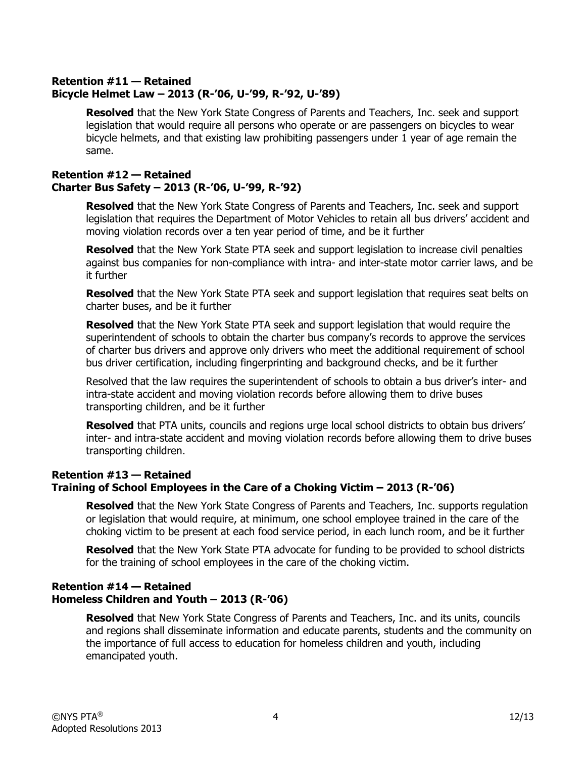**Retention #11 — Retained**
**Bicycle Helmet Law – 2013 (R-'06, U-'99, R-'92, U-'89)**

> **Resolved** that the New York State Congress of Parents and Teachers, Inc. seek and support legislation that would require all persons who operate or are passengers on bicycles to wear bicycle helmets, and that existing law prohibiting passengers under 1 year of age remain the same.

**Retention #12 — Retained**
**Charter Bus Safety – 2013 (R-'06, U-'99, R-'92)**

> **Resolved** that the New York State Congress of Parents and Teachers, Inc. seek and support legislation that requires the Department of Motor Vehicles to retain all bus drivers' accident and moving violation records over a ten year period of time, and be it further
>
> **Resolved** that the New York State PTA seek and support legislation to increase civil penalties against bus companies for non-compliance with intra- and inter-state motor carrier laws, and be it further
>
> **Resolved** that the New York State PTA seek and support legislation that requires seat belts on charter buses, and be it further
>
> **Resolved** that the New York State PTA seek and support legislation that would require the superintendent of schools to obtain the charter bus company's records to approve the services of charter bus drivers and approve only drivers who meet the additional requirement of school bus driver certification, including fingerprinting and background checks, and be it further
>
> Resolved that the law requires the superintendent of schools to obtain a bus driver's inter- and intra-state accident and moving violation records before allowing them to drive buses transporting children, and be it further
>
> **Resolved** that PTA units, councils and regions urge local school districts to obtain bus drivers' inter- and intra-state accident and moving violation records before allowing them to drive buses transporting children.

**Retention #13 — Retained**
**Training of School Employees in the Care of a Choking Victim – 2013 (R-'06)**

> **Resolved** that the New York State Congress of Parents and Teachers, Inc. supports regulation or legislation that would require, at minimum, one school employee trained in the care of the choking victim to be present at each food service period, in each lunch room, and be it further
>
> **Resolved** that the New York State PTA advocate for funding to be provided to school districts for the training of school employees in the care of the choking victim.

**Retention #14 — Retained**
**Homeless Children and Youth – 2013 (R-'06)**

> **Resolved** that New York State Congress of Parents and Teachers, Inc. and its units, councils and regions shall disseminate information and educate parents, students and the community on the importance of full access to education for homeless children and youth, including emancipated youth.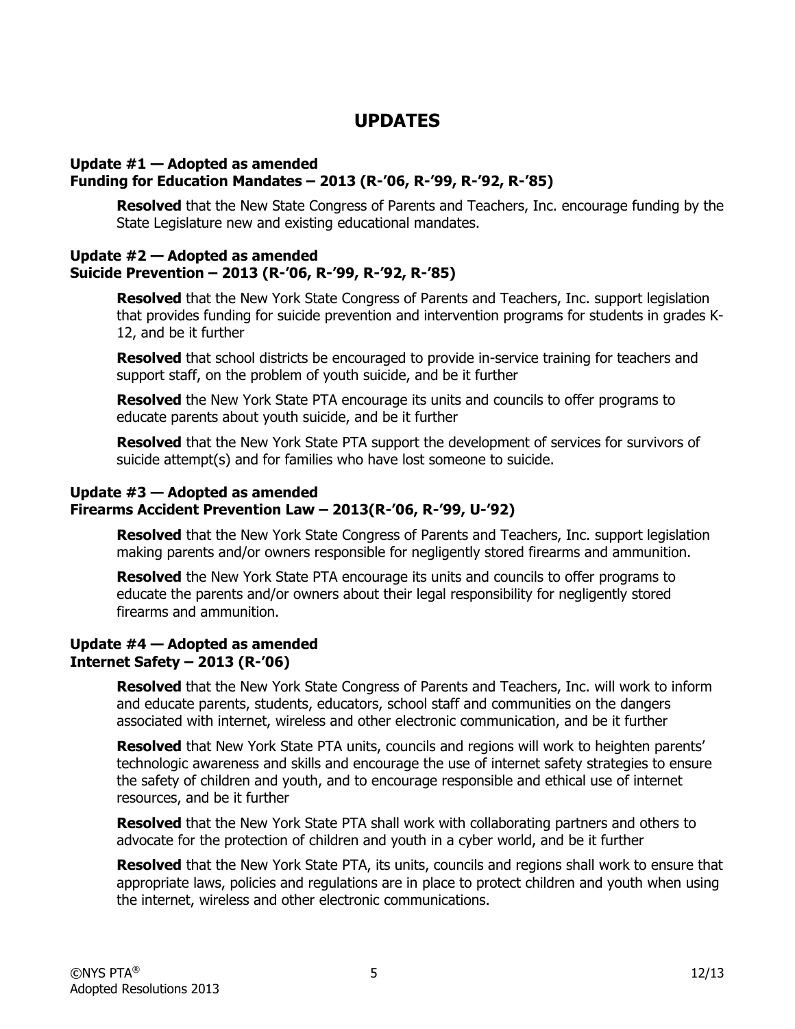# UPDATES

**Update #1 — Adopted as amended**
**Funding for Education Mandates – 2013 (R-'06, R-'99, R-'92, R-'85)**

**Resolved** that the New State Congress of Parents and Teachers, Inc. encourage funding by the State Legislature new and existing educational mandates.

**Update #2 — Adopted as amended**
**Suicide Prevention – 2013 (R-'06, R-'99, R-'92, R-'85)**

**Resolved** that the New York State Congress of Parents and Teachers, Inc. support legislation that provides funding for suicide prevention and intervention programs for students in grades K-12, and be it further

**Resolved** that school districts be encouraged to provide in-service training for teachers and support staff, on the problem of youth suicide, and be it further

**Resolved** the New York State PTA encourage its units and councils to offer programs to educate parents about youth suicide, and be it further

**Resolved** that the New York State PTA support the development of services for survivors of suicide attempt(s) and for families who have lost someone to suicide.

**Update #3 — Adopted as amended**
**Firearms Accident Prevention Law – 2013(R-'06, R-'99, U-'92)**

**Resolved** that the New York State Congress of Parents and Teachers, Inc. support legislation making parents and/or owners responsible for negligently stored firearms and ammunition.

**Resolved** the New York State PTA encourage its units and councils to offer programs to educate the parents and/or owners about their legal responsibility for negligently stored firearms and ammunition.

**Update #4 — Adopted as amended**
**Internet Safety – 2013 (R-'06)**

**Resolved** that the New York State Congress of Parents and Teachers, Inc. will work to inform and educate parents, students, educators, school staff and communities on the dangers associated with internet, wireless and other electronic communication, and be it further

**Resolved** that New York State PTA units, councils and regions will work to heighten parents' technologic awareness and skills and encourage the use of internet safety strategies to ensure the safety of children and youth, and to encourage responsible and ethical use of internet resources, and be it further

**Resolved** that the New York State PTA shall work with collaborating partners and others to advocate for the protection of children and youth in a cyber world, and be it further

**Resolved** that the New York State PTA, its units, councils and regions shall work to ensure that appropriate laws, policies and regulations are in place to protect children and youth when using the internet, wireless and other electronic communications.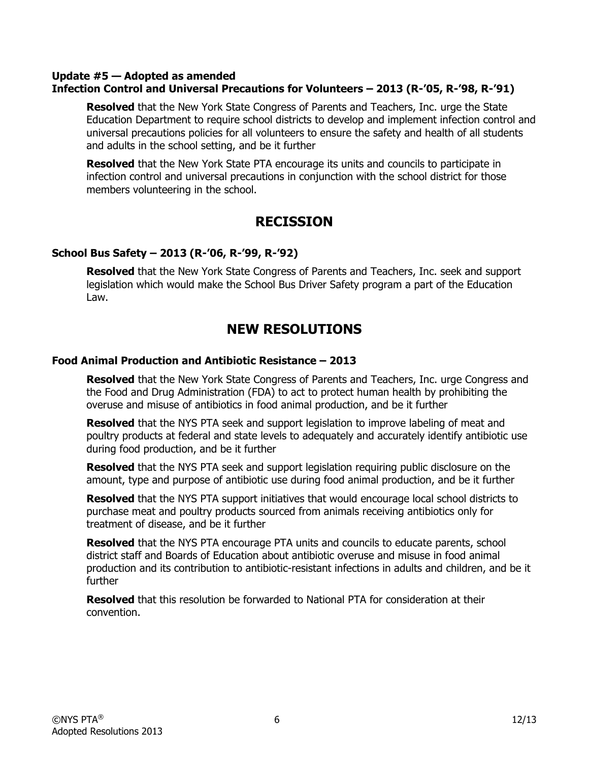**Update #5 — Adopted as amended**
**Infection Control and Universal Precautions for Volunteers – 2013 (R-'05, R-'98, R-'91)**

**Resolved** that the New York State Congress of Parents and Teachers, Inc. urge the State Education Department to require school districts to develop and implement infection control and universal precautions policies for all volunteers to ensure the safety and health of all students and adults in the school setting, and be it further

**Resolved** that the New York State PTA encourage its units and councils to participate in infection control and universal precautions in conjunction with the school district for those members volunteering in the school.

## RECISSION

**School Bus Safety – 2013 (R-'06, R-'99, R-'92)**

**Resolved** that the New York State Congress of Parents and Teachers, Inc. seek and support legislation which would make the School Bus Driver Safety program a part of the Education Law.

## NEW RESOLUTIONS

**Food Animal Production and Antibiotic Resistance – 2013**

**Resolved** that the New York State Congress of Parents and Teachers, Inc. urge Congress and the Food and Drug Administration (FDA) to act to protect human health by prohibiting the overuse and misuse of antibiotics in food animal production, and be it further

**Resolved** that the NYS PTA seek and support legislation to improve labeling of meat and poultry products at federal and state levels to adequately and accurately identify antibiotic use during food production, and be it further

**Resolved** that the NYS PTA seek and support legislation requiring public disclosure on the amount, type and purpose of antibiotic use during food animal production, and be it further

**Resolved** that the NYS PTA support initiatives that would encourage local school districts to purchase meat and poultry products sourced from animals receiving antibiotics only for treatment of disease, and be it further

**Resolved** that the NYS PTA encourage PTA units and councils to educate parents, school district staff and Boards of Education about antibiotic overuse and misuse in food animal production and its contribution to antibiotic-resistant infections in adults and children, and be it further

**Resolved** that this resolution be forwarded to National PTA for consideration at their convention.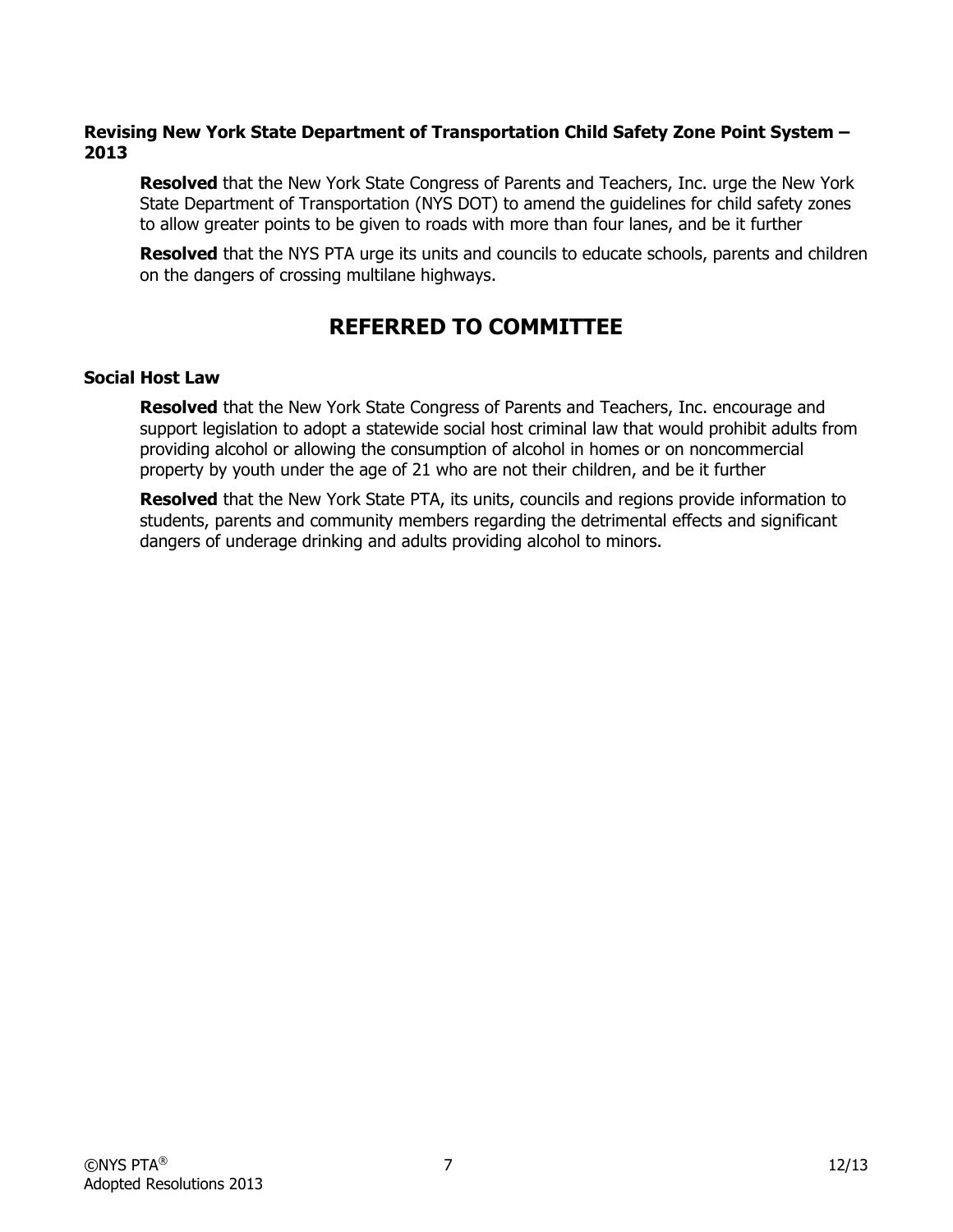**Revising New York State Department of Transportation Child Safety Zone Point System – 2013**

**Resolved** that the New York State Congress of Parents and Teachers, Inc. urge the New York State Department of Transportation (NYS DOT) to amend the guidelines for child safety zones to allow greater points to be given to roads with more than four lanes, and be it further

**Resolved** that the NYS PTA urge its units and councils to educate schools, parents and children on the dangers of crossing multilane highways.

## REFERRED TO COMMITTEE

**Social Host Law**

**Resolved** that the New York State Congress of Parents and Teachers, Inc. encourage and support legislation to adopt a statewide social host criminal law that would prohibit adults from providing alcohol or allowing the consumption of alcohol in homes or on noncommercial property by youth under the age of 21 who are not their children, and be it further

**Resolved** that the New York State PTA, its units, councils and regions provide information to students, parents and community members regarding the detrimental effects and significant dangers of underage drinking and adults providing alcohol to minors.